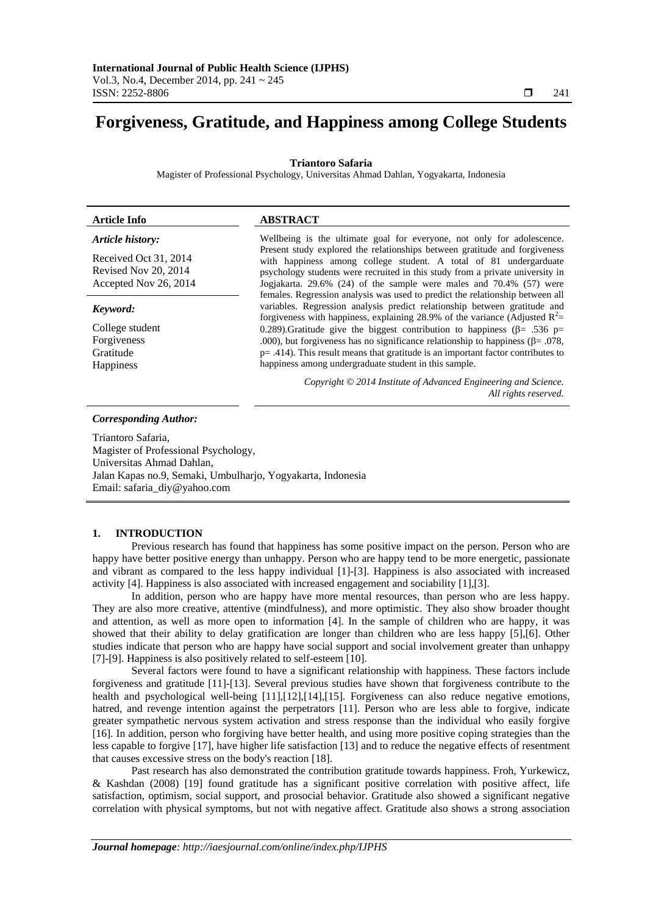# Forgiveness, Gratitude, and Happiness among College Students

**Triantoro Safaria**

Magister of Professional Psychology, Universitas Ahmad Dahlan, Yogyakarta, Indonesia

| **Article Info** | **ABSTRACT** |
|---|---|
| ***Article history:***<br><br>Received Oct 31, 2014<br>Revised Nov 20, 2014<br>Accepted Nov 26, 2014<br><br>***Keyword:***<br><br>College student<br>Forgiveness<br>Gratitude<br>Happiness | Wellbeing is the ultimate goal for everyone, not only for adolescence. Present study explored the relationships between gratitude and forgiveness with happiness among college student. A total of 81 undergarduate psychology students were recruited in this study from a private university in Jogjakarta. 29.6% (24) of the sample were males and 70.4% (57) were females. Regression analysis was used to predict the relationship between all variables. Regression analysis predict relationship between gratitude and forgiveness with happiness, explaining 28.9% of the variance (Adjusted $R^2$= 0.289).Gratitude give the biggest contribution to happiness (β= .536 p= .000), but forgiveness has no significance relationship to happiness (β= .078, p= .414). This result means that gratitude is an important factor contributes to happiness among undergraduate student in this sample.<br><br>*Copyright © 2014 Institute of Advanced Engineering and Science. All rights reserved.* |

***Corresponding Author:***

Triantoro Safaria,
Magister of Professional Psychology,
Universitas Ahmad Dahlan,
Jalan Kapas no.9, Semaki, Umbulharjo, Yogyakarta, Indonesia
Email: safaria_diy@yahoo.com

## 1. INTRODUCTION

Previous research has found that happiness has some positive impact on the person. Person who are happy have better positive energy than unhappy. Person who are happy tend to be more energetic, passionate and vibrant as compared to the less happy individual [1]-[3]. Happiness is also associated with increased activity [4]. Happiness is also associated with increased engagement and sociability [1],[3].

In addition, person who are happy have more mental resources, than person who are less happy. They are also more creative, attentive (mindfulness), and more optimistic. They also show broader thought and attention, as well as more open to information [4]. In the sample of children who are happy, it was showed that their ability to delay gratification are longer than children who are less happy [5],[6]. Other studies indicate that person who are happy have social support and social involvement greater than unhappy [7]-[9]. Happiness is also positively related to self-esteem [10].

Several factors were found to have a significant relationship with happiness. These factors include forgiveness and gratitude [11]-[13]. Several previous studies have shown that forgiveness contribute to the health and psychological well-being [11],[12],[14],[15]. Forgiveness can also reduce negative emotions, hatred, and revenge intention against the perpetrators [11]. Person who are less able to forgive, indicate greater sympathetic nervous system activation and stress response than the individual who easily forgive [16]. In addition, person who forgiving have better health, and using more positive coping strategies than the less capable to forgive [17], have higher life satisfaction [13] and to reduce the negative effects of resentment that causes excessive stress on the body's reaction [18].

Past research has also demonstrated the contribution gratitude towards happiness. Froh, Yurkewicz, & Kashdan (2008) [19] found gratitude has a significant positive correlation with positive affect, life satisfaction, optimism, social support, and prosocial behavior. Gratitude also showed a significant negative correlation with physical symptoms, but not with negative affect. Gratitude also shows a strong association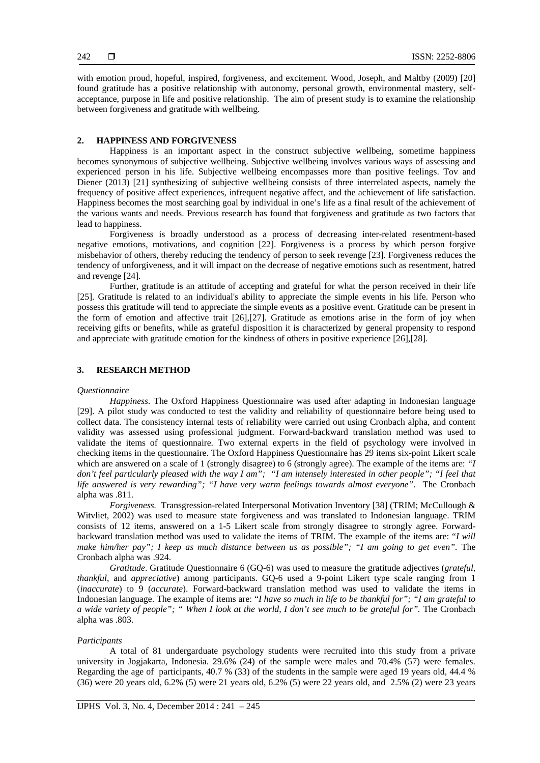with emotion proud, hopeful, inspired, forgiveness, and excitement. Wood, Joseph, and Maltby (2009) [20] found gratitude has a positive relationship with autonomy, personal growth, environmental mastery, self-acceptance, purpose in life and positive relationship. The aim of present study is to examine the relationship between forgiveness and gratitude with wellbeing.

## 2. HAPPINESS AND FORGIVENESS

Happiness is an important aspect in the construct subjective wellbeing, sometime happiness becomes synonymous of subjective wellbeing. Subjective wellbeing involves various ways of assessing and experienced person in his life. Subjective wellbeing encompasses more than positive feelings. Tov and Diener (2013) [21] synthesizing of subjective wellbeing consists of three interrelated aspects, namely the frequency of positive affect experiences, infrequent negative affect, and the achievement of life satisfaction. Happiness becomes the most searching goal by individual in one's life as a final result of the achievement of the various wants and needs. Previous research has found that forgiveness and gratitude as two factors that lead to happiness.

Forgiveness is broadly understood as a process of decreasing inter-related resentment-based negative emotions, motivations, and cognition [22]. Forgiveness is a process by which person forgive misbehavior of others, thereby reducing the tendency of person to seek revenge [23]. Forgiveness reduces the tendency of unforgiveness, and it will impact on the decrease of negative emotions such as resentment, hatred and revenge [24].

Further, gratitude is an attitude of accepting and grateful for what the person received in their life [25]. Gratitude is related to an individual's ability to appreciate the simple events in his life. Person who possess this gratitude will tend to appreciate the simple events as a positive event. Gratitude can be present in the form of emotion and affective trait [26],[27]. Gratitude as emotions arise in the form of joy when receiving gifts or benefits, while as grateful disposition it is characterized by general propensity to respond and appreciate with gratitude emotion for the kindness of others in positive experience [26],[28].

## 3. RESEARCH METHOD

*Questionnaire*

*Happiness*. The Oxford Happiness Questionnaire was used after adapting in Indonesian language [29]. A pilot study was conducted to test the validity and reliability of questionnaire before being used to collect data. The consistency internal tests of reliability were carried out using Cronbach alpha, and content validity was assessed using professional judgment. Forward-backward translation method was used to validate the items of questionnaire. Two external experts in the field of psychology were involved in checking items in the questionnaire. The Oxford Happiness Questionnaire has 29 items six-point Likert scale which are answered on a scale of 1 (strongly disagree) to 6 (strongly agree). The example of the items are: *"I don't feel particularly pleased with the way I am"; "I am intensely interested in other people"; "I feel that life answered is very rewarding"; "I have very warm feelings towards almost everyone"*. The Cronbach alpha was .811.

*Forgiveness.* Transgression-related Interpersonal Motivation Inventory [38] (TRIM; McCullough & Witvliet, 2002) was used to measure state forgiveness and was translated to Indonesian language. TRIM consists of 12 items, answered on a 1-5 Likert scale from strongly disagree to strongly agree. Forward-backward translation method was used to validate the items of TRIM. The example of the items are: "*I will make him/her pay"; I keep as much distance between us as possible"; "I am going to get even"*. The Cronbach alpha was .924.

*Gratitude*. Gratitude Questionnaire 6 (GQ-6) was used to measure the gratitude adjectives (*grateful, thankful*, and *appreciative*) among participants. GQ-6 used a 9-point Likert type scale ranging from 1 (*inaccurate*) to 9 (*accurate*). Forward-backward translation method was used to validate the items in Indonesian language. The example of items are: "*I have so much in life to be thankful for"; "I am grateful to a wide variety of people"; " When I look at the world, I don't see much to be grateful for"*. The Cronbach alpha was .803.

*Participants*

A total of 81 undergarduate psychology students were recruited into this study from a private university in Jogjakarta, Indonesia. 29.6% (24) of the sample were males and 70.4% (57) were females. Regarding the age of participants, 40.7 % (33) of the students in the sample were aged 19 years old, 44.4 % (36) were 20 years old, 6.2% (5) were 21 years old, 6.2% (5) were 22 years old, and 2.5% (2) were 23 years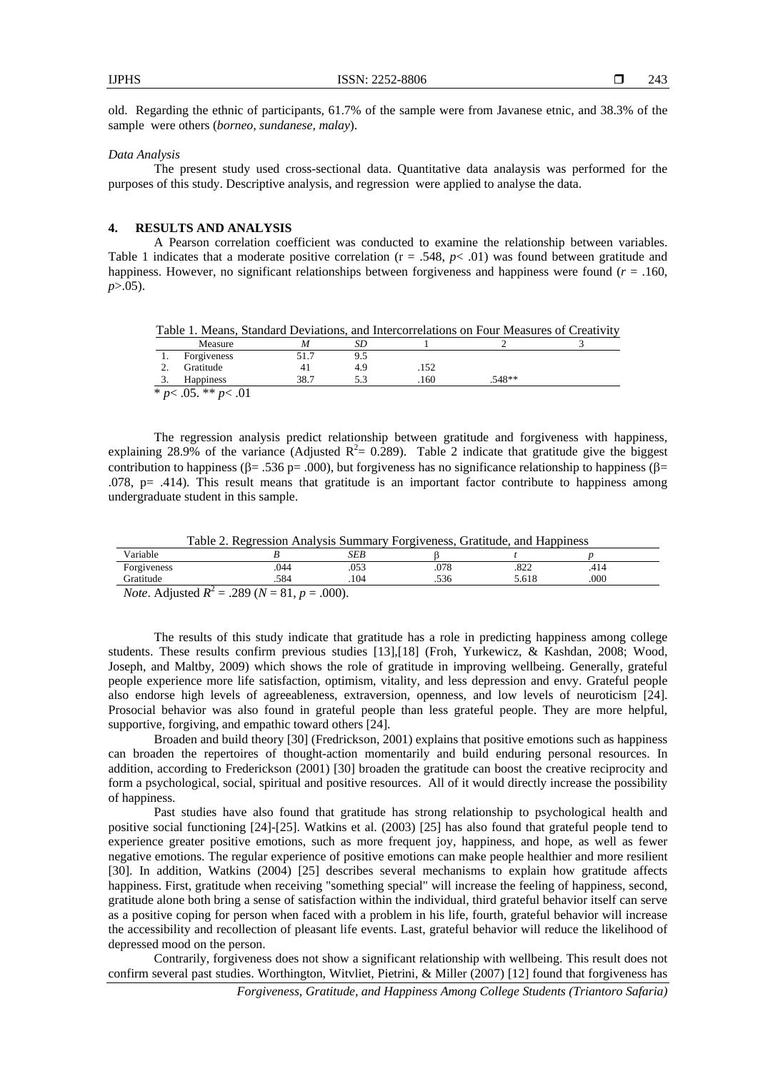old. Regarding the ethnic of participants, 61.7% of the sample were from Javanese etnic, and 38.3% of the sample were others (*borneo, sundanese, malay*).

*Data Analysis*

The present study used cross-sectional data. Quantitative data analaysis was performed for the purposes of this study. Descriptive analysis, and regression were applied to analyse the data.

## 4. RESULTS AND ANALYSIS

A Pearson correlation coefficient was conducted to examine the relationship between variables. Table 1 indicates that a moderate positive correlation ($r$ = .548, $p$< .01) was found between gratitude and happiness. However, no significant relationships between forgiveness and happiness were found ($r$ = .160, $p$>.05).

Table 1. Means, Standard Deviations, and Intercorrelations on Four Measures of Creativity

| | Measure | *M* | *SD* | 1 | 2 | 3 |
|---|---|---|---|---|---|---|
| 1. | Forgiveness | 51.7 | 9.5 | | | |
| 2. | Gratitude | 41 | 4.9 | .152 | | |
| 3. | Happiness | 38.7 | 5.3 | .160 | .548** | |

\* $p$< .05. ** $p$< .01

The regression analysis predict relationship between gratitude and forgiveness with happiness, explaining 28.9% of the variance (Adjusted $R^2$= 0.289). Table 2 indicate that gratitude give the biggest contribution to happiness ($\beta$= .536 p= .000), but forgiveness has no significance relationship to happiness ($\beta$= .078, p= .414). This result means that gratitude is an important factor contribute to happiness among undergraduate student in this sample.

Table 2. Regression Analysis Summary Forgiveness, Gratitude, and Happiness

| Variable | *B* | *SEB* | β | *t* | *p* |
|---|---|---|---|---|---|
| Forgiveness | .044 | .053 | .078 | .822 | .414 |
| Gratitude | .584 | .104 | .536 | 5.618 | .000 |

*Note*. Adjusted $R^2$ = .289 ($N$ = 81, $p$ = .000).

The results of this study indicate that gratitude has a role in predicting happiness among college students. These results confirm previous studies [13],[18] (Froh, Yurkewicz, & Kashdan, 2008; Wood, Joseph, and Maltby, 2009) which shows the role of gratitude in improving wellbeing. Generally, grateful people experience more life satisfaction, optimism, vitality, and less depression and envy. Grateful people also endorse high levels of agreeableness, extraversion, openness, and low levels of neuroticism [24]. Prosocial behavior was also found in grateful people than less grateful people. They are more helpful, supportive, forgiving, and empathic toward others [24].

Broaden and build theory [30] (Fredrickson, 2001) explains that positive emotions such as happiness can broaden the repertoires of thought-action momentarily and build enduring personal resources. In addition, according to Frederickson (2001) [30] broaden the gratitude can boost the creative reciprocity and form a psychological, social, spiritual and positive resources. All of it would directly increase the possibility of happiness.

Past studies have also found that gratitude has strong relationship to psychological health and positive social functioning [24]-[25]. Watkins et al. (2003) [25] has also found that grateful people tend to experience greater positive emotions, such as more frequent joy, happiness, and hope, as well as fewer negative emotions. The regular experience of positive emotions can make people healthier and more resilient [30]. In addition, Watkins (2004) [25] describes several mechanisms to explain how gratitude affects happiness. First, gratitude when receiving "something special" will increase the feeling of happiness, second, gratitude alone both bring a sense of satisfaction within the individual, third grateful behavior itself can serve as a positive coping for person when faced with a problem in his life, fourth, grateful behavior will increase the accessibility and recollection of pleasant life events. Last, grateful behavior will reduce the likelihood of depressed mood on the person.

Contrarily, forgiveness does not show a significant relationship with wellbeing. This result does not confirm several past studies. Worthington, Witvliet, Pietrini, & Miller (2007) [12] found that forgiveness has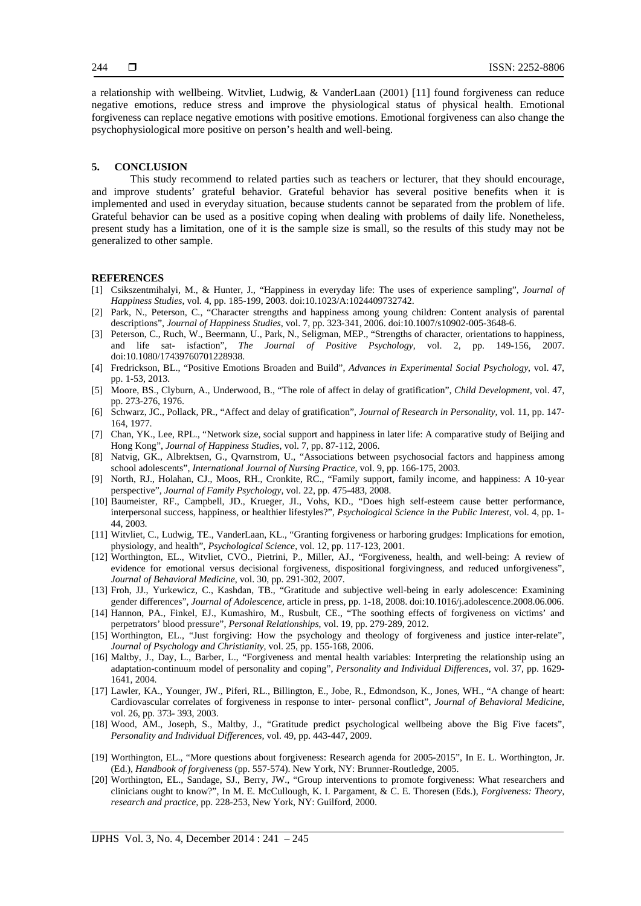a relationship with wellbeing. Witvliet, Ludwig, & VanderLaan (2001) [11] found forgiveness can reduce negative emotions, reduce stress and improve the physiological status of physical health. Emotional forgiveness can replace negative emotions with positive emotions. Emotional forgiveness can also change the psychophysiological more positive on person's health and well-being.

## 5. CONCLUSION

This study recommend to related parties such as teachers or lecturer, that they should encourage, and improve students' grateful behavior. Grateful behavior has several positive benefits when it is implemented and used in everyday situation, because students cannot be separated from the problem of life. Grateful behavior can be used as a positive coping when dealing with problems of daily life. Nonetheless, present study has a limitation, one of it is the sample size is small, so the results of this study may not be generalized to other sample.

## REFERENCES

[1] Csikszentmihalyi, M., & Hunter, J., "Happiness in everyday life: The uses of experience sampling", *Journal of Happiness Studies*, vol. 4, pp. 185-199, 2003. doi:10.1023/A:1024409732742.

[2] Park, N., Peterson, C., "Character strengths and happiness among young children: Content analysis of parental descriptions", *Journal of Happiness Studies*, vol. 7, pp. 323-341, 2006. doi:10.1007/s10902-005-3648-6.

[3] Peterson, C., Ruch, W., Beermann, U., Park, N., Seligman, MEP., "Strengths of character, orientations to happiness, and life sat- isfaction", *The Journal of Positive Psychology*, vol. 2, pp. 149-156, 2007. doi:10.1080/17439760701228938.

[4] Fredrickson, BL., "Positive Emotions Broaden and Build", *Advances in Experimental Social Psychology*, vol. 47, pp. 1-53, 2013.

[5] Moore, BS., Clyburn, A., Underwood, B., "The role of affect in delay of gratification", *Child Development*, vol. 47, pp. 273-276, 1976.

[6] Schwarz, JC., Pollack, PR., "Affect and delay of gratification", *Journal of Research in Personality*, vol. 11, pp. 147-164, 1977.

[7] Chan, YK., Lee, RPL., "Network size, social support and happiness in later life: A comparative study of Beijing and Hong Kong", *Journal of Happiness Studies*, vol. 7, pp. 87-112, 2006.

[8] Natvig, GK., Albrektsen, G., Qvarnstrom, U., "Associations between psychosocial factors and happiness among school adolescents", *International Journal of Nursing Practice*, vol. 9, pp. 166-175, 2003.

[9] North, RJ., Holahan, CJ., Moos, RH., Cronkite, RC., "Family support, family income, and happiness: A 10-year perspective", *Journal of Family Psychology*, vol. 22, pp. 475-483, 2008.

[10] Baumeister, RF., Campbell, JD., Krueger, JI., Vohs, KD., "Does high self-esteem cause better performance, interpersonal success, happiness, or healthier lifestyles?", *Psychological Science in the Public Interest*, vol. 4, pp. 1-44, 2003.

[11] Witvliet, C., Ludwig, TE., VanderLaan, KL., "Granting forgiveness or harboring grudges: Implications for emotion, physiology, and health", *Psychological Science*, vol. 12, pp. 117-123, 2001.

[12] Worthington, EL., Witvliet, CVO., Pietrini, P., Miller, AJ., "Forgiveness, health, and well-being: A review of evidence for emotional versus decisional forgiveness, dispositional forgivingness, and reduced unforgiveness", *Journal of Behavioral Medicine*, vol. 30, pp. 291-302, 2007.

[13] Froh, JJ., Yurkewicz, C., Kashdan, TB., "Gratitude and subjective well-being in early adolescence: Examining gender differences", *Journal of Adolescence*, article in press, pp. 1-18, 2008. doi:10.1016/j.adolescence.2008.06.006.

[14] Hannon, PA., Finkel, EJ., Kumashiro, M., Rusbult, CE., "The soothing effects of forgiveness on victims' and perpetrators' blood pressure", *Personal Relationships*, vol. 19, pp. 279-289, 2012.

[15] Worthington, EL., "Just forgiving: How the psychology and theology of forgiveness and justice inter-relate", *Journal of Psychology and Christianity*, vol. 25, pp. 155-168, 2006.

[16] Maltby, J., Day, L., Barber, L., "Forgiveness and mental health variables: Interpreting the relationship using an adaptation-continuum model of personality and coping", *Personality and Individual Differences*, vol. 37, pp. 1629-1641, 2004.

[17] Lawler, KA., Younger, JW., Piferi, RL., Billington, E., Jobe, R., Edmondson, K., Jones, WH., "A change of heart: Cardiovascular correlates of forgiveness in response to inter- personal conflict", *Journal of Behavioral Medicine*, vol. 26, pp. 373- 393, 2003.

[18] Wood, AM., Joseph, S., Maltby, J., "Gratitude predict psychological wellbeing above the Big Five facets", *Personality and Individual Differences*, vol. 49, pp. 443-447, 2009.

[19] Worthington, EL., "More questions about forgiveness: Research agenda for 2005-2015", In E. L. Worthington, Jr. (Ed.), *Handbook of forgiveness* (pp. 557-574). New York, NY: Brunner-Routledge, 2005.

[20] Worthington, EL., Sandage, SJ., Berry, JW., "Group interventions to promote forgiveness: What researchers and clinicians ought to know?", In M. E. McCullough, K. I. Pargament, & C. E. Thoresen (Eds.), *Forgiveness: Theory, research and practice*, pp. 228-253, New York, NY: Guilford, 2000.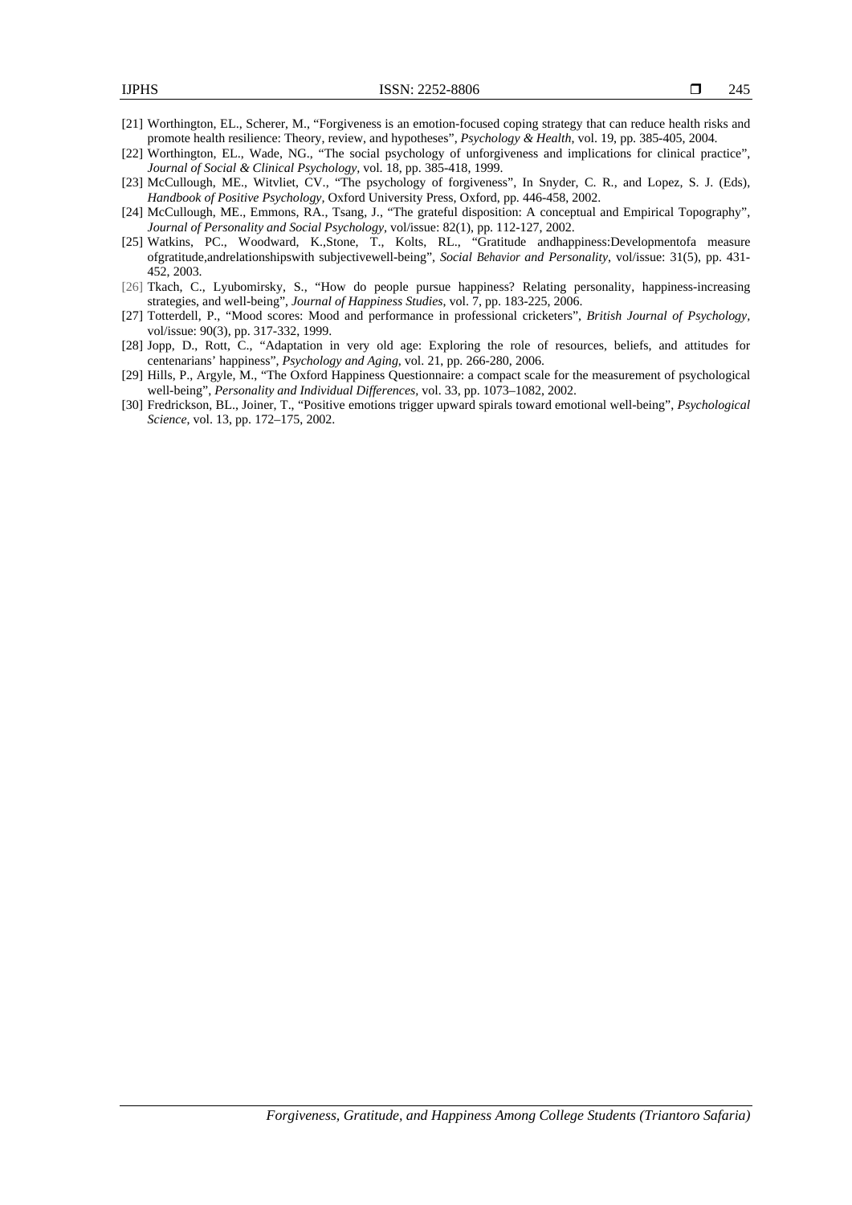[21] Worthington, EL., Scherer, M., "Forgiveness is an emotion-focused coping strategy that can reduce health risks and promote health resilience: Theory, review, and hypotheses", *Psychology & Health*, vol. 19, pp. 385-405, 2004.

[22] Worthington, EL., Wade, NG., "The social psychology of unforgiveness and implications for clinical practice", *Journal of Social & Clinical Psychology*, vol. 18, pp. 385-418, 1999.

[23] McCullough, ME., Witvliet, CV., "The psychology of forgiveness", In Snyder, C. R., and Lopez, S. J. (Eds), *Handbook of Positive Psychology*, Oxford University Press, Oxford, pp. 446-458, 2002.

[24] McCullough, ME., Emmons, RA., Tsang, J., "The grateful disposition: A conceptual and Empirical Topography", *Journal of Personality and Social Psychology*, vol/issue: 82(1), pp. 112-127, 2002.

[25] Watkins, PC., Woodward, K.,Stone, T., Kolts, RL., "Gratitude andhappiness:Developmentofa measure ofgratitude,andrelationshipswith subjectivewell-being", *Social Behavior and Personality*, vol/issue: 31(5), pp. 431-452, 2003.

[26] Tkach, C., Lyubomirsky, S., "How do people pursue happiness? Relating personality, happiness-increasing strategies, and well-being", *Journal of Happiness Studies*, vol. 7, pp. 183-225, 2006.

[27] Totterdell, P., "Mood scores: Mood and performance in professional cricketers", *British Journal of Psychology*, vol/issue: 90(3), pp. 317-332, 1999.

[28] Jopp, D., Rott, C., "Adaptation in very old age: Exploring the role of resources, beliefs, and attitudes for centenarians' happiness", *Psychology and Aging*, vol. 21, pp. 266-280, 2006.

[29] Hills, P., Argyle, M., "The Oxford Happiness Questionnaire: a compact scale for the measurement of psychological well-being", *Personality and Individual Differences*, vol. 33, pp. 1073–1082, 2002.

[30] Fredrickson, BL., Joiner, T., "Positive emotions trigger upward spirals toward emotional well-being", *Psychological Science*, vol. 13, pp. 172–175, 2002.